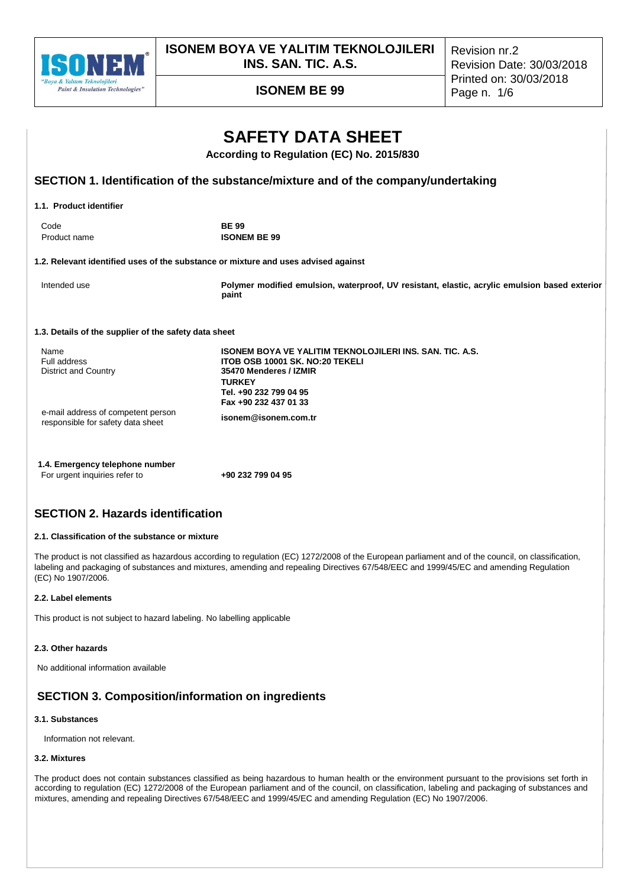# SAFETY DATA SHEET

**According to Regulation (EC) No. 2015/830**

## SECTION 1. Identification of the substance/mixture and of the company/undertaking

### 1.1. Product identifier

| | |
|---|---|
| Code | **BE 99** |
| Product name | **ISONEM BE 99** |

### 1.2. Relevant identified uses of the substance or mixture and uses advised against

| | |
|---|---|
| Intended use | **Polymer modified emulsion, waterproof, UV resistant, elastic, acrylic emulsion based exterior paint** |

### 1.3. Details of the supplier of the safety data sheet

| | |
|---|---|
| Name | **ISONEM BOYA VE YALITIM TEKNOLOJILERI INS. SAN. TIC. A.S.** |
| Full address | **ITOB OSB 10001 SK. NO:20 TEKELI** |
| District and Country | **35470 Menderes / IZMIR** |
| | **TURKEY** |
| | **Tel. +90 232 799 04 95** |
| | **Fax +90 232 437 01 33** |
| e-mail address of competent person responsible for safety data sheet | **isonem@isonem.com.tr** |

### 1.4. Emergency telephone number

| | |
|---|---|
| For urgent inquiries refer to | **+90 232 799 04 95** |

## SECTION 2. Hazards identification

### 2.1. Classification of the substance or mixture

The product is not classified as hazardous according to regulation (EC) 1272/2008 of the European parliament and of the council, on classification, labeling and packaging of substances and mixtures, amending and repealing Directives 67/548/EEC and 1999/45/EC and amending Regulation (EC) No 1907/2006.

### 2.2. Label elements

This product is not subject to hazard labeling. No labelling applicable

### 2.3. Other hazards

No additional information available

## SECTION 3. Composition/information on ingredients

### 3.1. Substances

Information not relevant.

### 3.2. Mixtures

The product does not contain substances classified as being hazardous to human health or the environment pursuant to the provisions set forth in according to regulation (EC) 1272/2008 of the European parliament and of the council, on classification, labeling and packaging of substances and mixtures, amending and repealing Directives 67/548/EEC and 1999/45/EC and amending Regulation (EC) No 1907/2006.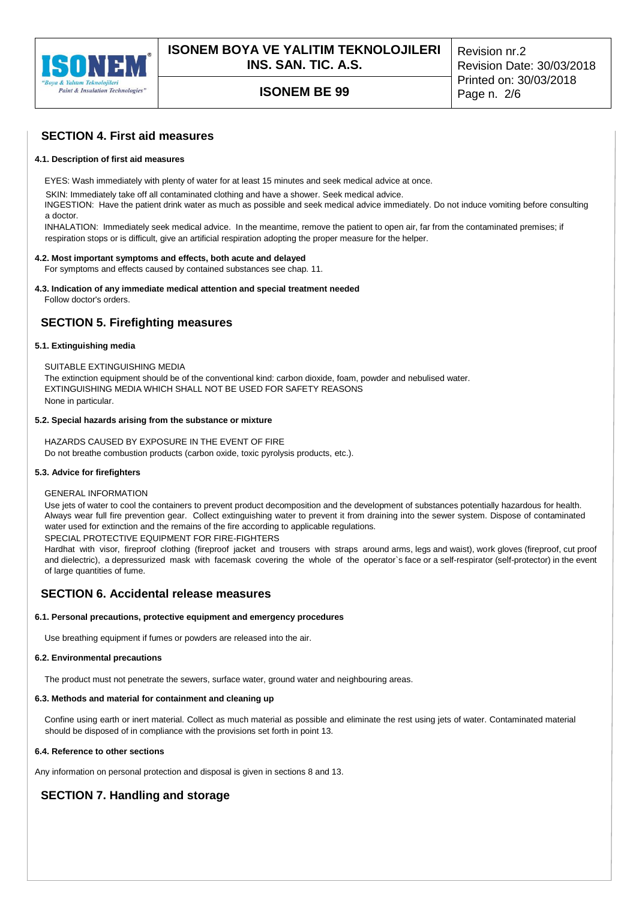## SECTION 4. First aid measures

### 4.1. Description of first aid measures

EYES: Wash immediately with plenty of water for at least 15 minutes and seek medical advice at once.

SKIN: Immediately take off all contaminated clothing and have a shower. Seek medical advice.

INGESTION: Have the patient drink water as much as possible and seek medical advice immediately. Do not induce vomiting before consulting a doctor.

INHALATION: Immediately seek medical advice. In the meantime, remove the patient to open air, far from the contaminated premises; if respiration stops or is difficult, give an artificial respiration adopting the proper measure for the helper.

### 4.2. Most important symptoms and effects, both acute and delayed

For symptoms and effects caused by contained substances see chap. 11.

### 4.3. Indication of any immediate medical attention and special treatment needed

Follow doctor's orders.

## SECTION 5. Firefighting measures

### 5.1. Extinguishing media

SUITABLE EXTINGUISHING MEDIA

The extinction equipment should be of the conventional kind: carbon dioxide, foam, powder and nebulised water.

EXTINGUISHING MEDIA WHICH SHALL NOT BE USED FOR SAFETY REASONS

None in particular.

### 5.2. Special hazards arising from the substance or mixture

HAZARDS CAUSED BY EXPOSURE IN THE EVENT OF FIRE

Do not breathe combustion products (carbon oxide, toxic pyrolysis products, etc.).

### 5.3. Advice for firefighters

GENERAL INFORMATION

Use jets of water to cool the containers to prevent product decomposition and the development of substances potentially hazardous for health. Always wear full fire prevention gear. Collect extinguishing water to prevent it from draining into the sewer system. Dispose of contaminated water used for extinction and the remains of the fire according to applicable regulations.

SPECIAL PROTECTIVE EQUIPMENT FOR FIRE-FIGHTERS

Hardhat with visor, fireproof clothing (fireproof jacket and trousers with straps around arms, legs and waist), work gloves (fireproof, cut proof and dielectric), a depressurized mask with facemask covering the whole of the operator`s face or a self-respirator (self-protector) in the event of large quantities of fume.

## SECTION 6. Accidental release measures

### 6.1. Personal precautions, protective equipment and emergency procedures

Use breathing equipment if fumes or powders are released into the air.

### 6.2. Environmental precautions

The product must not penetrate the sewers, surface water, ground water and neighbouring areas.

### 6.3. Methods and material for containment and cleaning up

Confine using earth or inert material. Collect as much material as possible and eliminate the rest using jets of water. Contaminated material should be disposed of in compliance with the provisions set forth in point 13.

### 6.4. Reference to other sections

Any information on personal protection and disposal is given in sections 8 and 13.

## SECTION 7. Handling and storage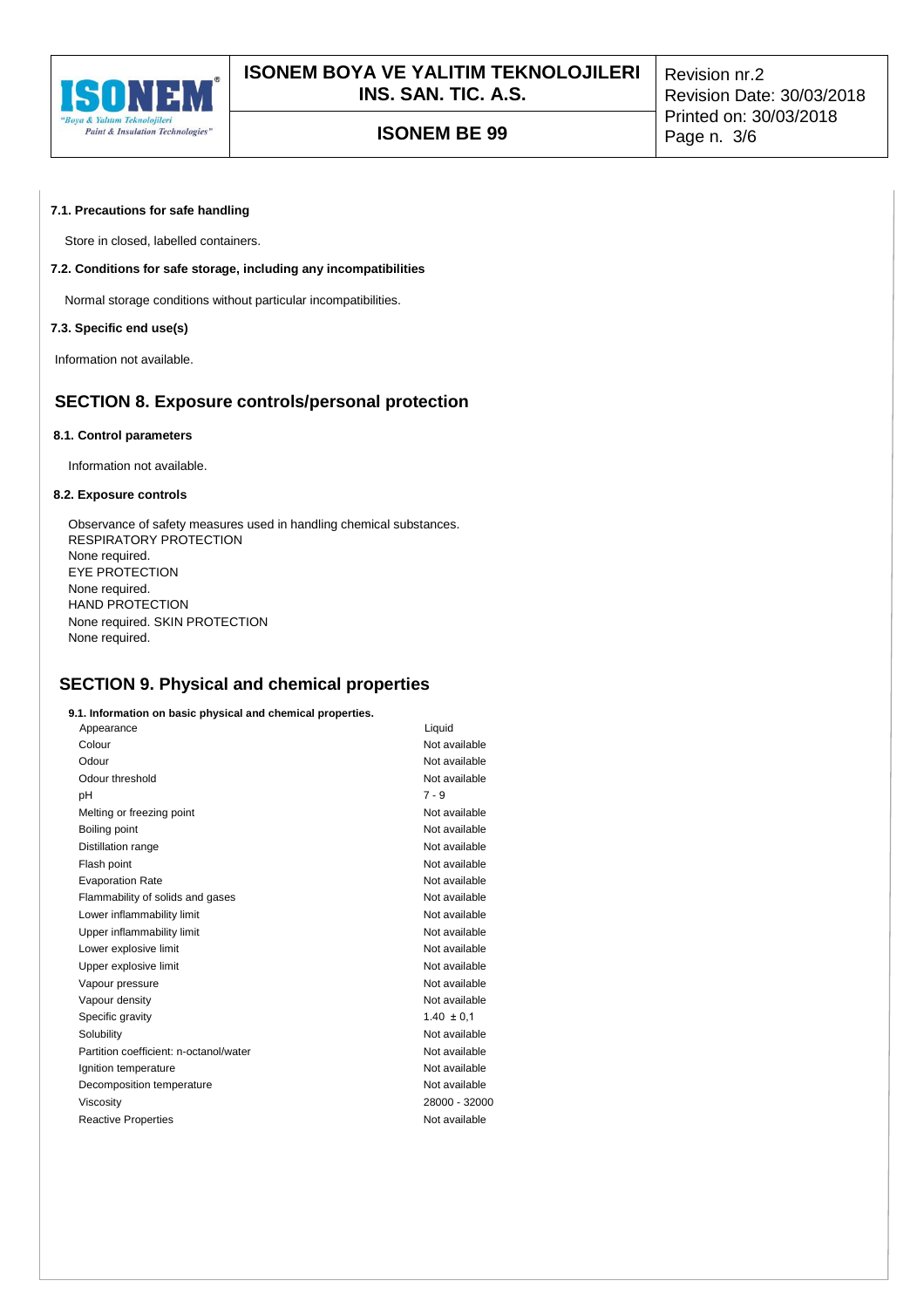#### 7.1. Precautions for safe handling

Store in closed, labelled containers.

#### 7.2. Conditions for safe storage, including any incompatibilities

Normal storage conditions without particular incompatibilities.

#### 7.3. Specific end use(s)

Information not available.

## SECTION 8. Exposure controls/personal protection

#### 8.1. Control parameters

Information not available.

#### 8.2. Exposure controls

Observance of safety measures used in handling chemical substances.
RESPIRATORY PROTECTION
None required.
EYE PROTECTION
None required.
HAND PROTECTION
None required. SKIN PROTECTION
None required.

## SECTION 9. Physical and chemical properties

#### 9.1. Information on basic physical and chemical properties.

| | |
|---|---|
| Appearance | Liquid |
| Colour | Not available |
| Odour | Not available |
| Odour threshold | Not available |
| pH | 7 - 9 |
| Melting or freezing point | Not available |
| Boiling point | Not available |
| Distillation range | Not available |
| Flash point | Not available |
| Evaporation Rate | Not available |
| Flammability of solids and gases | Not available |
| Lower inflammability limit | Not available |
| Upper inflammability limit | Not available |
| Lower explosive limit | Not available |
| Upper explosive limit | Not available |
| Vapour pressure | Not available |
| Vapour density | Not available |
| Specific gravity | 1.40 ± 0,1 |
| Solubility | Not available |
| Partition coefficient: n-octanol/water | Not available |
| Ignition temperature | Not available |
| Decomposition temperature | Not available |
| Viscosity | 28000 - 32000 |
| Reactive Properties | Not available |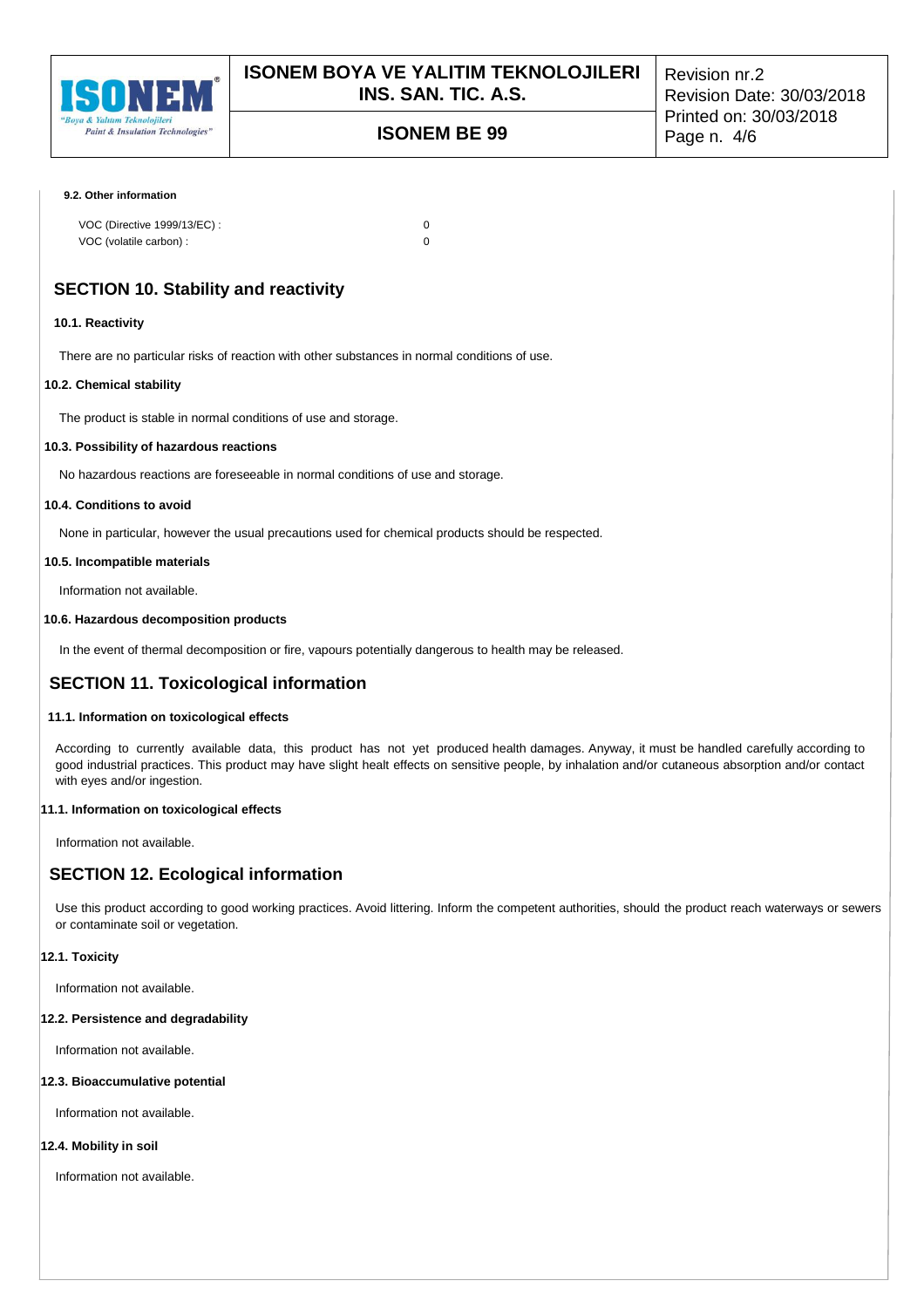#### 9.2. Other information

| | |
|---|---|
| VOC (Directive 1999/13/EC) : | 0 |
| VOC (volatile carbon) : | 0 |

## SECTION 10. Stability and reactivity

### 10.1. Reactivity

There are no particular risks of reaction with other substances in normal conditions of use.

### 10.2. Chemical stability

The product is stable in normal conditions of use and storage.

### 10.3. Possibility of hazardous reactions

No hazardous reactions are foreseeable in normal conditions of use and storage.

### 10.4. Conditions to avoid

None in particular, however the usual precautions used for chemical products should be respected.

### 10.5. Incompatible materials

Information not available.

### 10.6. Hazardous decomposition products

In the event of thermal decomposition or fire, vapours potentially dangerous to health may be released.

## SECTION 11. Toxicological information

### 11.1. Information on toxicological effects

According to currently available data, this product has not yet produced health damages. Anyway, it must be handled carefully according to good industrial practices. This product may have slight healt effects on sensitive people, by inhalation and/or cutaneous absorption and/or contact with eyes and/or ingestion.

### 11.1. Information on toxicological effects

Information not available.

## SECTION 12. Ecological information

Use this product according to good working practices. Avoid littering. Inform the competent authorities, should the product reach waterways or sewers or contaminate soil or vegetation.

### 12.1. Toxicity

Information not available.

### 12.2. Persistence and degradability

Information not available.

### 12.3. Bioaccumulative potential

Information not available.

### 12.4. Mobility in soil

Information not available.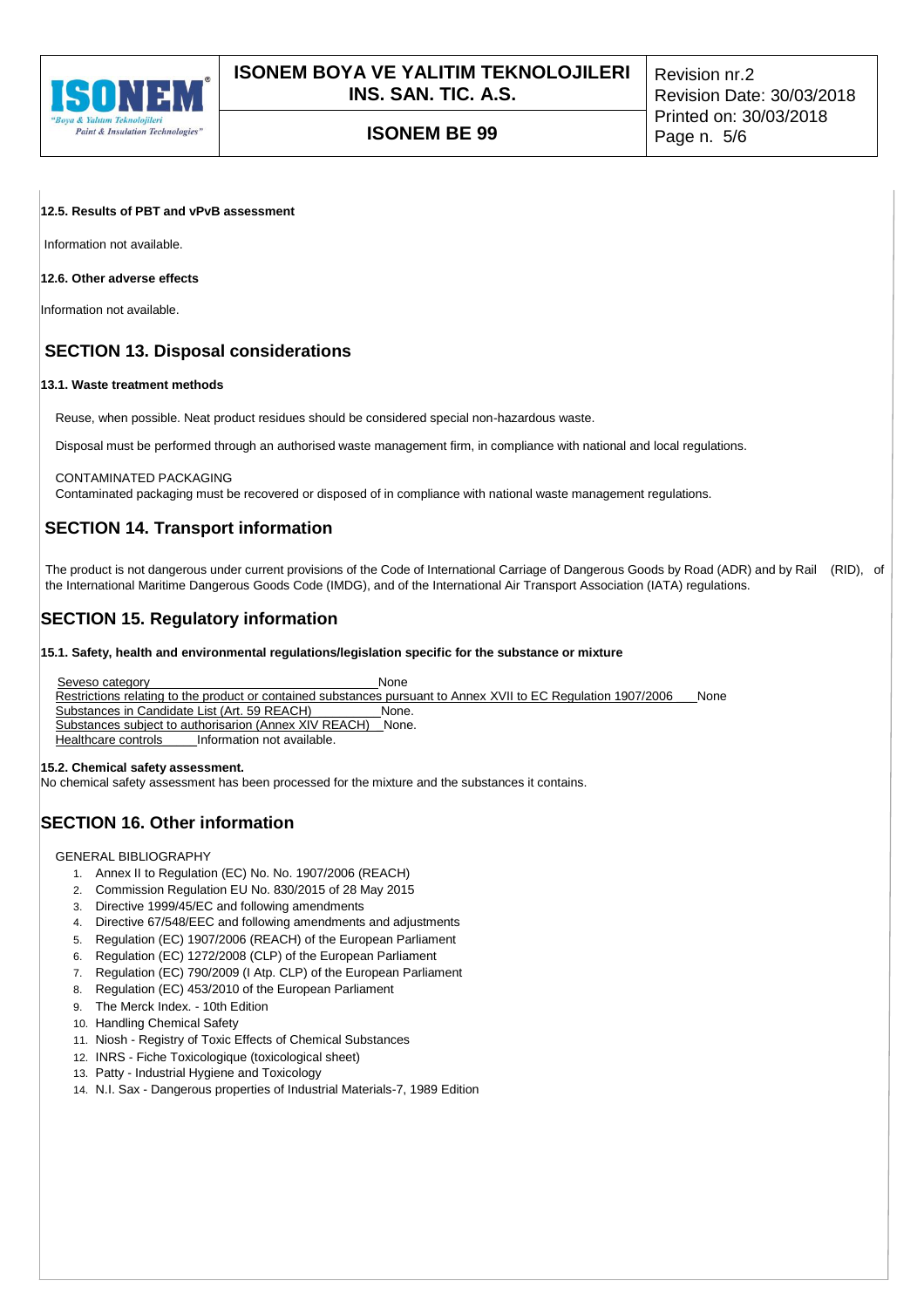**12.5. Results of PBT and vPvB assessment**

Information not available.

**12.6. Other adverse effects**

Information not available.

## SECTION 13. Disposal considerations

**13.1. Waste treatment methods**

Reuse, when possible. Neat product residues should be considered special non-hazardous waste.

Disposal must be performed through an authorised waste management firm, in compliance with national and local regulations.

CONTAMINATED PACKAGING
Contaminated packaging must be recovered or disposed of in compliance with national waste management regulations.

## SECTION 14. Transport information

The product is not dangerous under current provisions of the Code of International Carriage of Dangerous Goods by Road (ADR) and by Rail (RID), of the International Maritime Dangerous Goods Code (IMDG), and of the International Air Transport Association (IATA) regulations.

## SECTION 15. Regulatory information

**15.1. Safety, health and environmental regulations/legislation specific for the substance or mixture**

Seveso category None
Restrictions relating to the product or contained substances pursuant to Annex XVII to EC Regulation 1907/2006 None
Substances in Candidate List (Art. 59 REACH) None.
Substances subject to authorisarion (Annex XIV REACH) None.
Healthcare controls Information not available.

**15.2. Chemical safety assessment.**
No chemical safety assessment has been processed for the mixture and the substances it contains.

## SECTION 16. Other information

GENERAL BIBLIOGRAPHY

1. Annex II to Regulation (EC) No. No. 1907/2006 (REACH)
2. Commission Regulation EU No. 830/2015 of 28 May 2015
3. Directive 1999/45/EC and following amendments
4. Directive 67/548/EEC and following amendments and adjustments
5. Regulation (EC) 1907/2006 (REACH) of the European Parliament
6. Regulation (EC) 1272/2008 (CLP) of the European Parliament
7. Regulation (EC) 790/2009 (I Atp. CLP) of the European Parliament
8. Regulation (EC) 453/2010 of the European Parliament
9. The Merck Index. - 10th Edition
10. Handling Chemical Safety
11. Niosh - Registry of Toxic Effects of Chemical Substances
12. INRS - Fiche Toxicologique (toxicological sheet)
13. Patty - Industrial Hygiene and Toxicology
14. N.I. Sax - Dangerous properties of Industrial Materials-7, 1989 Edition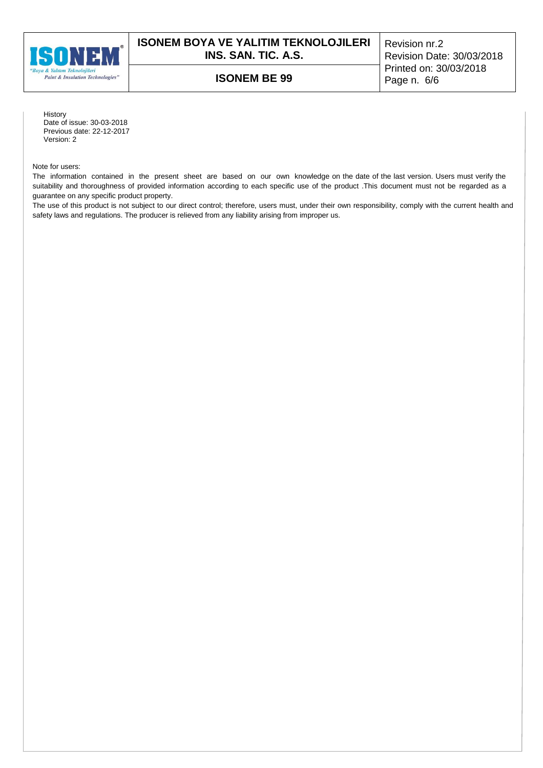History
Date of issue: 30-03-2018
Previous date: 22-12-2017
Version: 2

Note for users:

The information contained in the present sheet are based on our own knowledge on the date of the last version. Users must verify the suitability and thoroughness of provided information according to each specific use of the product .This document must not be regarded as a guarantee on any specific product property.

The use of this product is not subject to our direct control; therefore, users must, under their own responsibility, comply with the current health and safety laws and regulations. The producer is relieved from any liability arising from improper us.